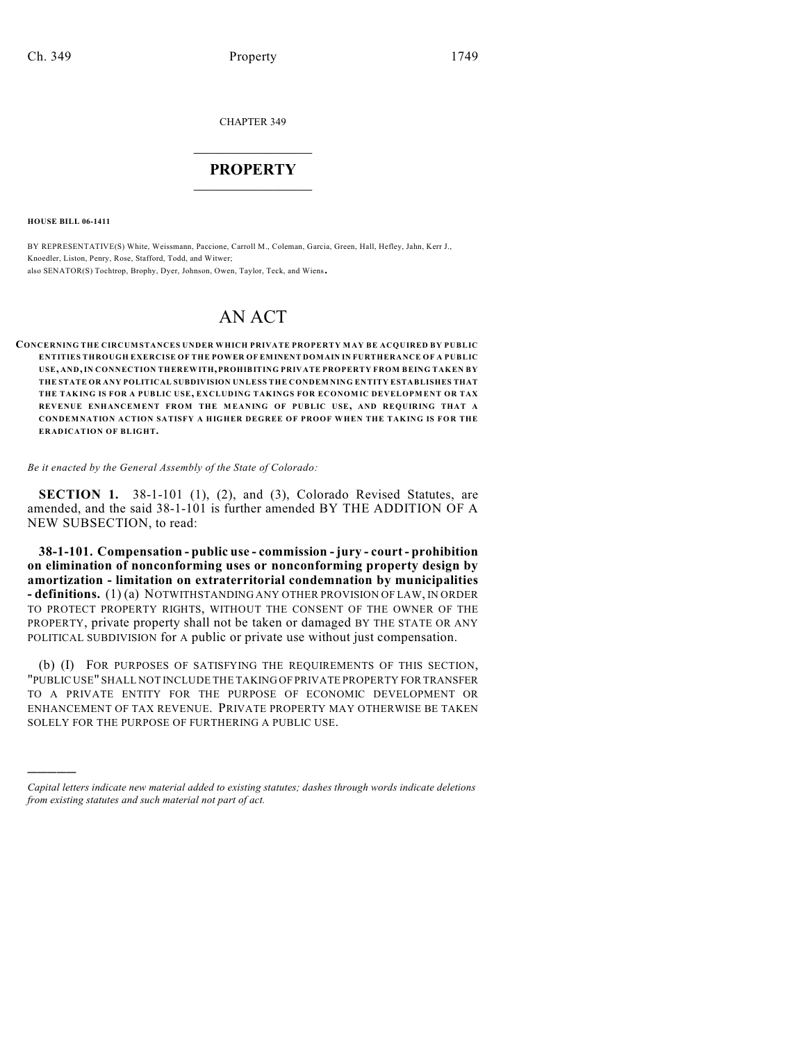CHAPTER 349

# PROPERTY

**HOUSE BILL 06-1411**

BY REPRESENTATIVE(S) White, Weissmann, Paccione, Carroll M., Coleman, Garcia, Green, Hall, Hefley, Jahn, Kerr J., Knoedler, Liston, Penry, Rose, Stafford, Todd, and Witwer;
also SENATOR(S) Tochtrop, Brophy, Dyer, Johnson, Owen, Taylor, Teck, and Wiens.

# AN ACT

**CONCERNING THE CIRCUMSTANCES UNDER WHICH PRIVATE PROPERTY MAY BE ACQUIRED BY PUBLIC ENTITIES THROUGH EXERCISE OF THE POWER OF EMINENT DOMAIN IN FURTHERANCE OF A PUBLIC USE, AND, IN CONNECTION THEREWITH, PROHIBITING PRIVATE PROPERTY FROM BEING TAKEN BY THE STATE OR ANY POLITICAL SUBDIVISION UNLESS THE CONDEMNING ENTITY ESTABLISHES THAT THE TAKING IS FOR A PUBLIC USE, EXCLUDING TAKINGS FOR ECONOMIC DEVELOPMENT OR TAX REVENUE ENHANCEMENT FROM THE MEANING OF PUBLIC USE, AND REQUIRING THAT A CONDEMNATION ACTION SATISFY A HIGHER DEGREE OF PROOF WHEN THE TAKING IS FOR THE ERADICATION OF BLIGHT.**

*Be it enacted by the General Assembly of the State of Colorado:*

**SECTION 1.** 38-1-101 (1), (2), and (3), Colorado Revised Statutes, are amended, and the said 38-1-101 is further amended BY THE ADDITION OF A NEW SUBSECTION, to read:

**38-1-101. Compensation - public use - commission - jury - court - prohibition on elimination of nonconforming uses or nonconforming property design by amortization - limitation on extraterritorial condemnation by municipalities - definitions.** (1) (a) NOTWITHSTANDING ANY OTHER PROVISION OF LAW, IN ORDER TO PROTECT PROPERTY RIGHTS, WITHOUT THE CONSENT OF THE OWNER OF THE PROPERTY, private property shall not be taken or damaged BY THE STATE OR ANY POLITICAL SUBDIVISION for A public or private use without just compensation.

(b) (I) FOR PURPOSES OF SATISFYING THE REQUIREMENTS OF THIS SECTION, "PUBLIC USE" SHALL NOT INCLUDE THE TAKING OF PRIVATE PROPERTY FOR TRANSFER TO A PRIVATE ENTITY FOR THE PURPOSE OF ECONOMIC DEVELOPMENT OR ENHANCEMENT OF TAX REVENUE. PRIVATE PROPERTY MAY OTHERWISE BE TAKEN SOLELY FOR THE PURPOSE OF FURTHERING A PUBLIC USE.

---

*Capital letters indicate new material added to existing statutes; dashes through words indicate deletions from existing statutes and such material not part of act.*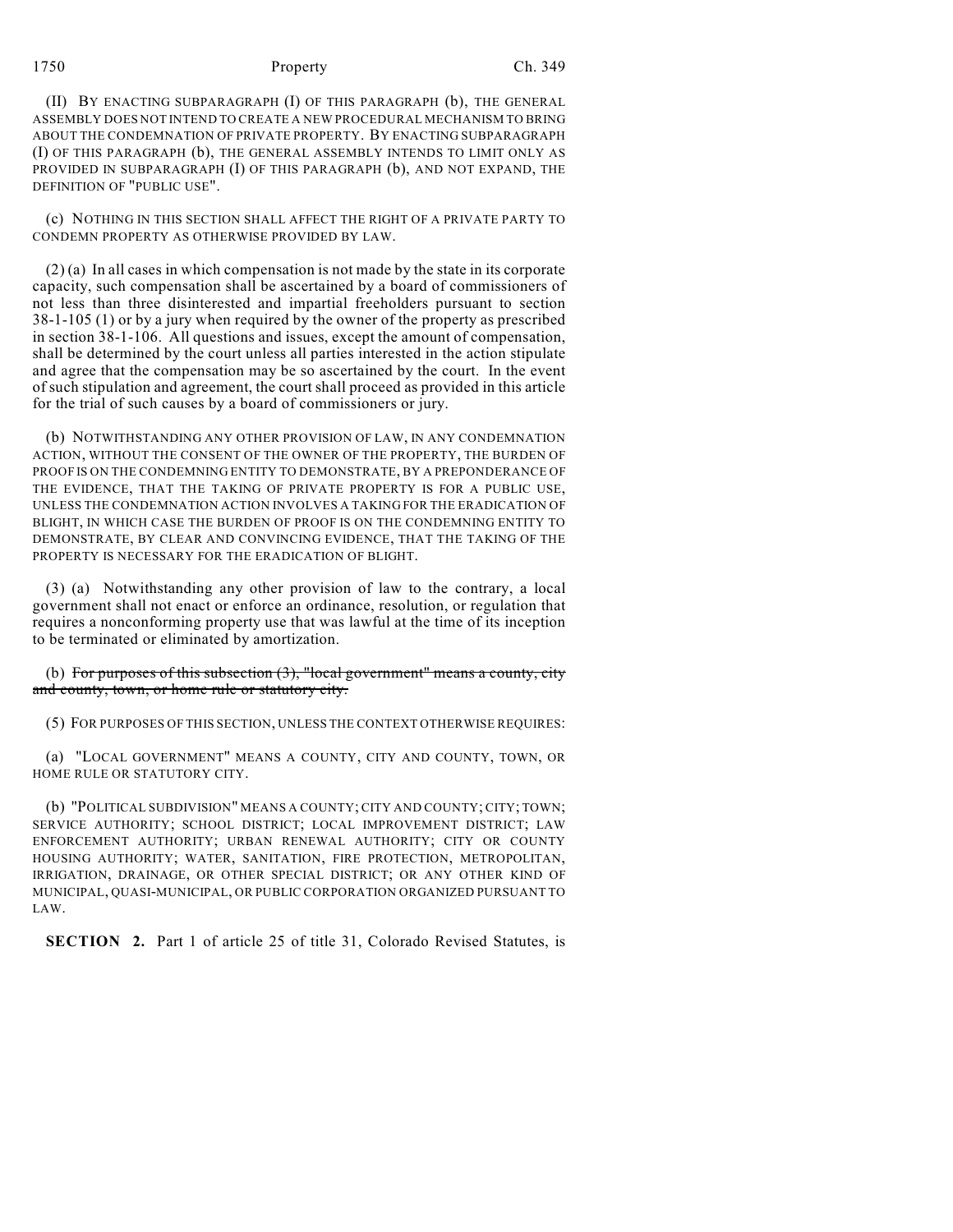(II) BY ENACTING SUBPARAGRAPH (I) OF THIS PARAGRAPH (b), THE GENERAL ASSEMBLY DOES NOT INTEND TO CREATE A NEW PROCEDURAL MECHANISM TO BRING ABOUT THE CONDEMNATION OF PRIVATE PROPERTY. BY ENACTING SUBPARAGRAPH (I) OF THIS PARAGRAPH (b), THE GENERAL ASSEMBLY INTENDS TO LIMIT ONLY AS PROVIDED IN SUBPARAGRAPH (I) OF THIS PARAGRAPH (b), AND NOT EXPAND, THE DEFINITION OF "PUBLIC USE".

(c) NOTHING IN THIS SECTION SHALL AFFECT THE RIGHT OF A PRIVATE PARTY TO CONDEMN PROPERTY AS OTHERWISE PROVIDED BY LAW.

(2) (a) In all cases in which compensation is not made by the state in its corporate capacity, such compensation shall be ascertained by a board of commissioners of not less than three disinterested and impartial freeholders pursuant to section 38-1-105 (1) or by a jury when required by the owner of the property as prescribed in section 38-1-106. All questions and issues, except the amount of compensation, shall be determined by the court unless all parties interested in the action stipulate and agree that the compensation may be so ascertained by the court. In the event of such stipulation and agreement, the court shall proceed as provided in this article for the trial of such causes by a board of commissioners or jury.

(b) NOTWITHSTANDING ANY OTHER PROVISION OF LAW, IN ANY CONDEMNATION ACTION, WITHOUT THE CONSENT OF THE OWNER OF THE PROPERTY, THE BURDEN OF PROOF IS ON THE CONDEMNING ENTITY TO DEMONSTRATE, BY A PREPONDERANCE OF THE EVIDENCE, THAT THE TAKING OF PRIVATE PROPERTY IS FOR A PUBLIC USE, UNLESS THE CONDEMNATION ACTION INVOLVES A TAKING FOR THE ERADICATION OF BLIGHT, IN WHICH CASE THE BURDEN OF PROOF IS ON THE CONDEMNING ENTITY TO DEMONSTRATE, BY CLEAR AND CONVINCING EVIDENCE, THAT THE TAKING OF THE PROPERTY IS NECESSARY FOR THE ERADICATION OF BLIGHT.

(3) (a) Notwithstanding any other provision of law to the contrary, a local government shall not enact or enforce an ordinance, resolution, or regulation that requires a nonconforming property use that was lawful at the time of its inception to be terminated or eliminated by amortization.

(b) ~~For purposes of this subsection (3), "local government" means a county, city and county, town, or home rule or statutory city.~~

(5) FOR PURPOSES OF THIS SECTION, UNLESS THE CONTEXT OTHERWISE REQUIRES:

(a) "LOCAL GOVERNMENT" MEANS A COUNTY, CITY AND COUNTY, TOWN, OR HOME RULE OR STATUTORY CITY.

(b) "POLITICAL SUBDIVISION" MEANS A COUNTY; CITY AND COUNTY; CITY; TOWN; SERVICE AUTHORITY; SCHOOL DISTRICT; LOCAL IMPROVEMENT DISTRICT; LAW ENFORCEMENT AUTHORITY; URBAN RENEWAL AUTHORITY; CITY OR COUNTY HOUSING AUTHORITY; WATER, SANITATION, FIRE PROTECTION, METROPOLITAN, IRRIGATION, DRAINAGE, OR OTHER SPECIAL DISTRICT; OR ANY OTHER KIND OF MUNICIPAL, QUASI-MUNICIPAL, OR PUBLIC CORPORATION ORGANIZED PURSUANT TO LAW.

**SECTION 2.** Part 1 of article 25 of title 31, Colorado Revised Statutes, is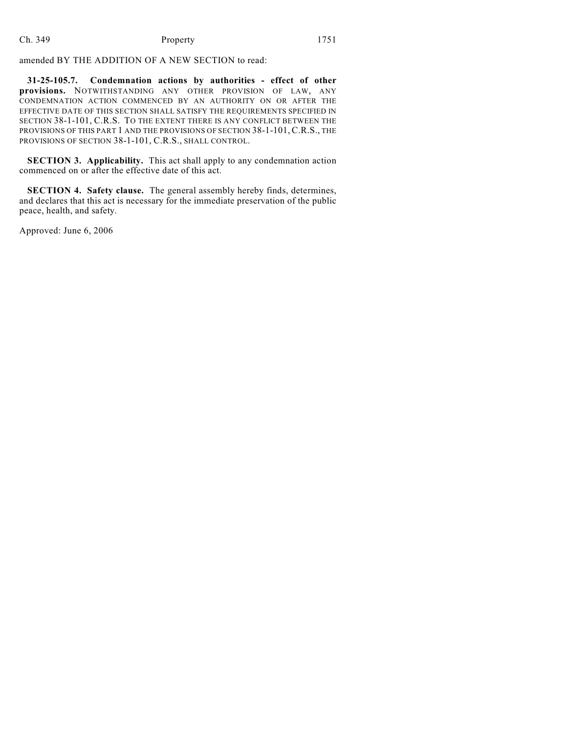amended BY THE ADDITION OF A NEW SECTION to read:

**31-25-105.7. Condemnation actions by authorities - effect of other provisions.** NOTWITHSTANDING ANY OTHER PROVISION OF LAW, ANY CONDEMNATION ACTION COMMENCED BY AN AUTHORITY ON OR AFTER THE EFFECTIVE DATE OF THIS SECTION SHALL SATISFY THE REQUIREMENTS SPECIFIED IN SECTION 38-1-101, C.R.S. TO THE EXTENT THERE IS ANY CONFLICT BETWEEN THE PROVISIONS OF THIS PART 1 AND THE PROVISIONS OF SECTION 38-1-101, C.R.S., THE PROVISIONS OF SECTION 38-1-101, C.R.S., SHALL CONTROL.

**SECTION 3. Applicability.** This act shall apply to any condemnation action commenced on or after the effective date of this act.

**SECTION 4. Safety clause.** The general assembly hereby finds, determines, and declares that this act is necessary for the immediate preservation of the public peace, health, and safety.

Approved: June 6, 2006